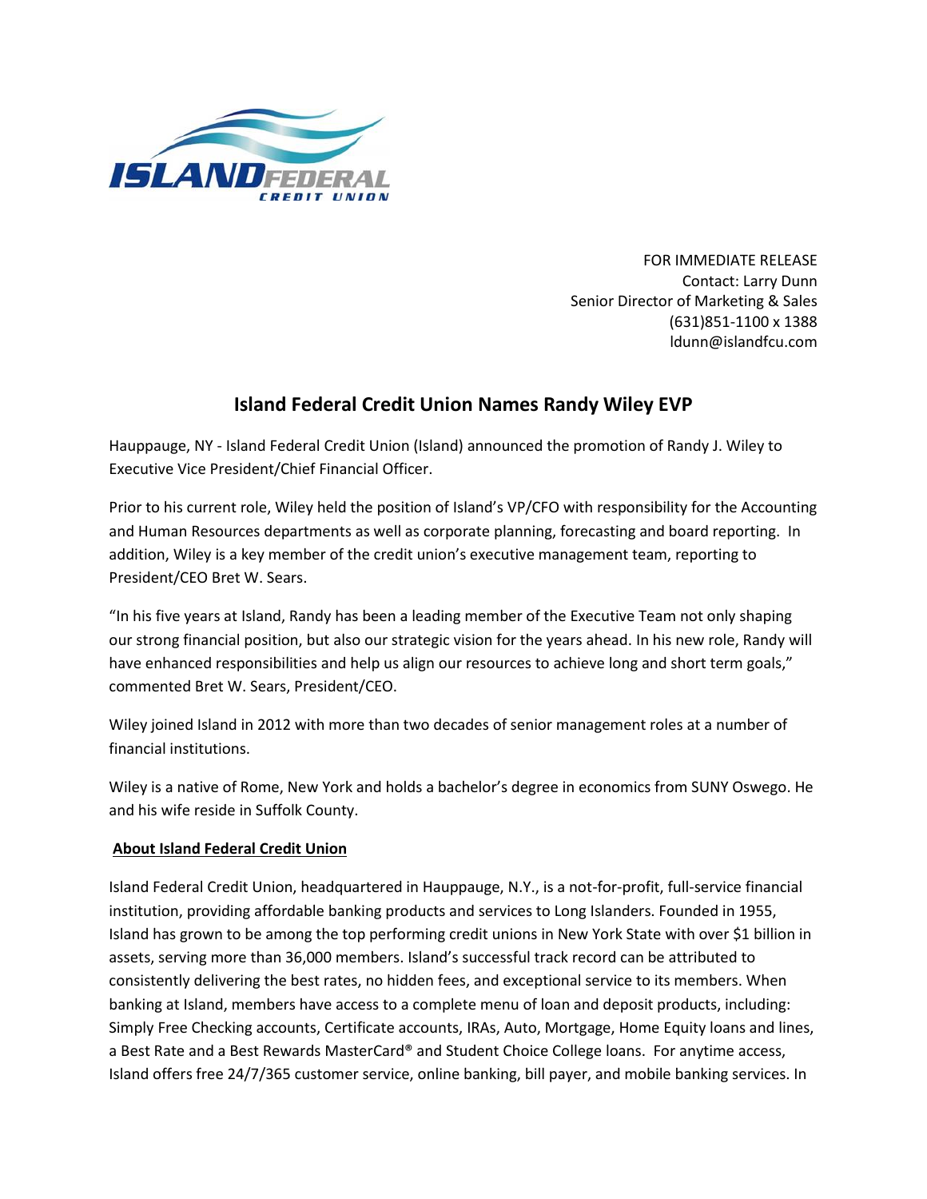FOR IMMEDIATE RELEASE
Contact: Larry Dunn
Senior Director of Marketing & Sales
(631)851-1100 x 1388
ldunn@islandfcu.com

# Island Federal Credit Union Names Randy Wiley EVP

Hauppauge, NY - Island Federal Credit Union (Island) announced the promotion of Randy J. Wiley to Executive Vice President/Chief Financial Officer.

Prior to his current role, Wiley held the position of Island's VP/CFO with responsibility for the Accounting and Human Resources departments as well as corporate planning, forecasting and board reporting. In addition, Wiley is a key member of the credit union's executive management team, reporting to President/CEO Bret W. Sears.

"In his five years at Island, Randy has been a leading member of the Executive Team not only shaping our strong financial position, but also our strategic vision for the years ahead. In his new role, Randy will have enhanced responsibilities and help us align our resources to achieve long and short term goals," commented Bret W. Sears, President/CEO.

Wiley joined Island in 2012 with more than two decades of senior management roles at a number of financial institutions.

Wiley is a native of Rome, New York and holds a bachelor's degree in economics from SUNY Oswego. He and his wife reside in Suffolk County.

**About Island Federal Credit Union**

Island Federal Credit Union, headquartered in Hauppauge, N.Y., is a not-for-profit, full-service financial institution, providing affordable banking products and services to Long Islanders. Founded in 1955, Island has grown to be among the top performing credit unions in New York State with over $1 billion in assets, serving more than 36,000 members. Island's successful track record can be attributed to consistently delivering the best rates, no hidden fees, and exceptional service to its members. When banking at Island, members have access to a complete menu of loan and deposit products, including: Simply Free Checking accounts, Certificate accounts, IRAs, Auto, Mortgage, Home Equity loans and lines, a Best Rate and a Best Rewards MasterCard® and Student Choice College loans. For anytime access, Island offers free 24/7/365 customer service, online banking, bill payer, and mobile banking services. In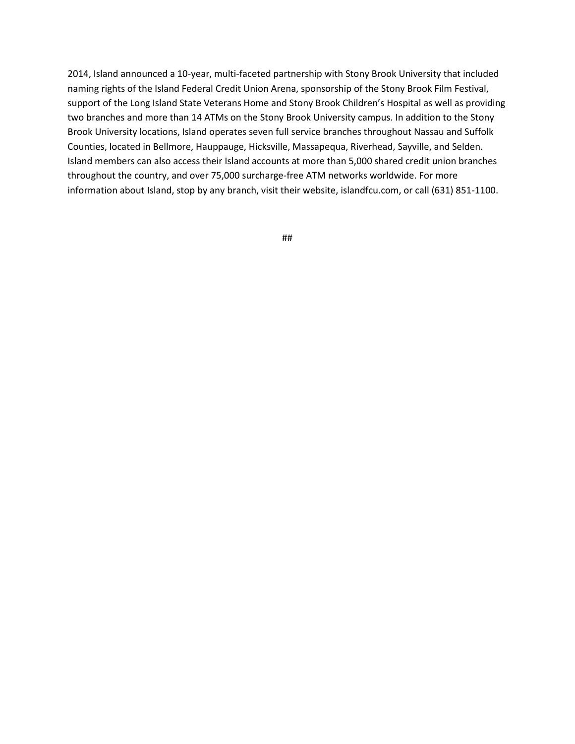2014, Island announced a 10-year, multi-faceted partnership with Stony Brook University that included naming rights of the Island Federal Credit Union Arena, sponsorship of the Stony Brook Film Festival, support of the Long Island State Veterans Home and Stony Brook Children's Hospital as well as providing two branches and more than 14 ATMs on the Stony Brook University campus. In addition to the Stony Brook University locations, Island operates seven full service branches throughout Nassau and Suffolk Counties, located in Bellmore, Hauppauge, Hicksville, Massapequa, Riverhead, Sayville, and Selden. Island members can also access their Island accounts at more than 5,000 shared credit union branches throughout the country, and over 75,000 surcharge-free ATM networks worldwide. For more information about Island, stop by any branch, visit their website, islandfcu.com, or call (631) 851-1100.

##